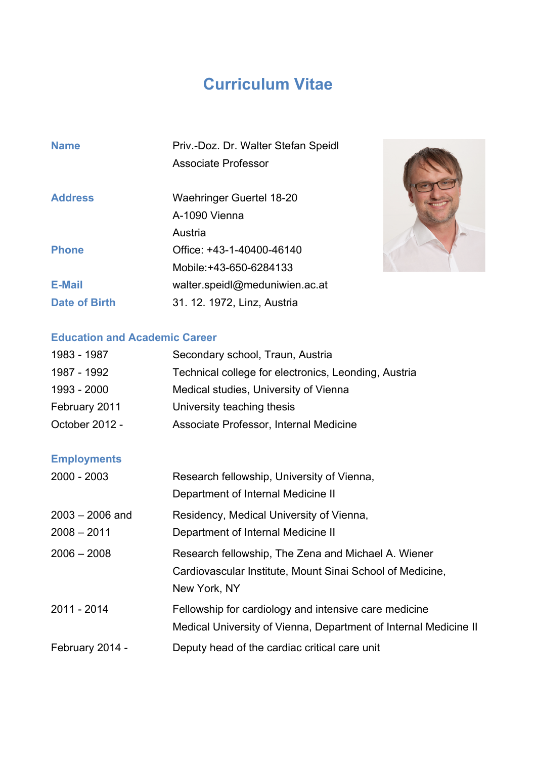# Curriculum Vitae

| | |
|---|---|
| **Name** | Priv.-Doz. Dr. Walter Stefan Speidl |
| | Associate Professor |
| **Address** | Waehringer Guertel 18-20 |
| | A-1090 Vienna |
| | Austria |
| **Phone** | Office: +43-1-40400-46140 |
| | Mobile:+43-650-6284133 |
| **E-Mail** | walter.speidl@meduniwien.ac.at |
| **Date of Birth** | 31. 12. 1972, Linz, Austria |

## Education and Academic Career

| | |
|---|---|
| 1983 - 1987 | Secondary school, Traun, Austria |
| 1987 - 1992 | Technical college for electronics, Leonding, Austria |
| 1993 - 2000 | Medical studies, University of Vienna |
| February 2011 | University teaching thesis |
| October 2012 - | Associate Professor, Internal Medicine |

## Employments

| | |
|---|---|
| 2000 - 2003 | Research fellowship, University of Vienna, Department of Internal Medicine II |
| 2003 – 2006 and 2008 – 2011 | Residency, Medical University of Vienna, Department of Internal Medicine II |
| 2006 – 2008 | Research fellowship, The Zena and Michael A. Wiener Cardiovascular Institute, Mount Sinai School of Medicine, New York, NY |
| 2011 - 2014 | Fellowship for cardiology and intensive care medicine Medical University of Vienna, Department of Internal Medicine II |
| February 2014 - | Deputy head of the cardiac critical care unit |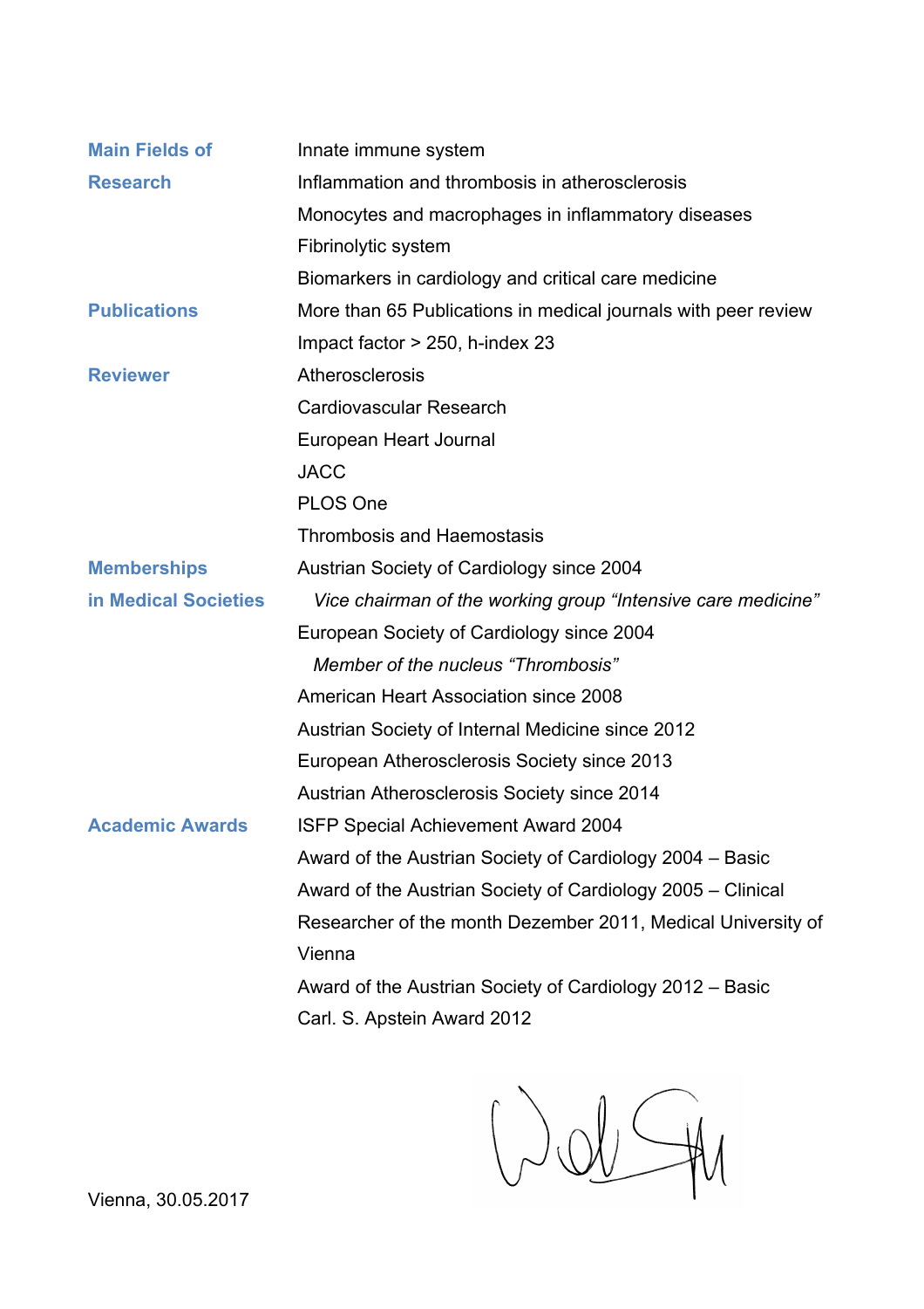**Main Fields of Research**

Innate immune system
Inflammation and thrombosis in atherosclerosis
Monocytes and macrophages in inflammatory diseases
Fibrinolytic system
Biomarkers in cardiology and critical care medicine

**Publications**

More than 65 Publications in medical journals with peer review
Impact factor > 250, h-index 23

**Reviewer**

Atherosclerosis
Cardiovascular Research
European Heart Journal
JACC
PLOS One
Thrombosis and Haemostasis

**Memberships in Medical Societies**

Austrian Society of Cardiology since 2004
*Vice chairman of the working group "Intensive care medicine"*
European Society of Cardiology since 2004
*Member of the nucleus "Thrombosis"*
American Heart Association since 2008
Austrian Society of Internal Medicine since 2012
European Atherosclerosis Society since 2013
Austrian Atherosclerosis Society since 2014

**Academic Awards**

ISFP Special Achievement Award 2004
Award of the Austrian Society of Cardiology 2004 – Basic
Award of the Austrian Society of Cardiology 2005 – Clinical
Researcher of the month Dezember 2011, Medical University of Vienna
Award of the Austrian Society of Cardiology 2012 – Basic
Carl. S. Apstein Award 2012

Vienna, 30.05.2017